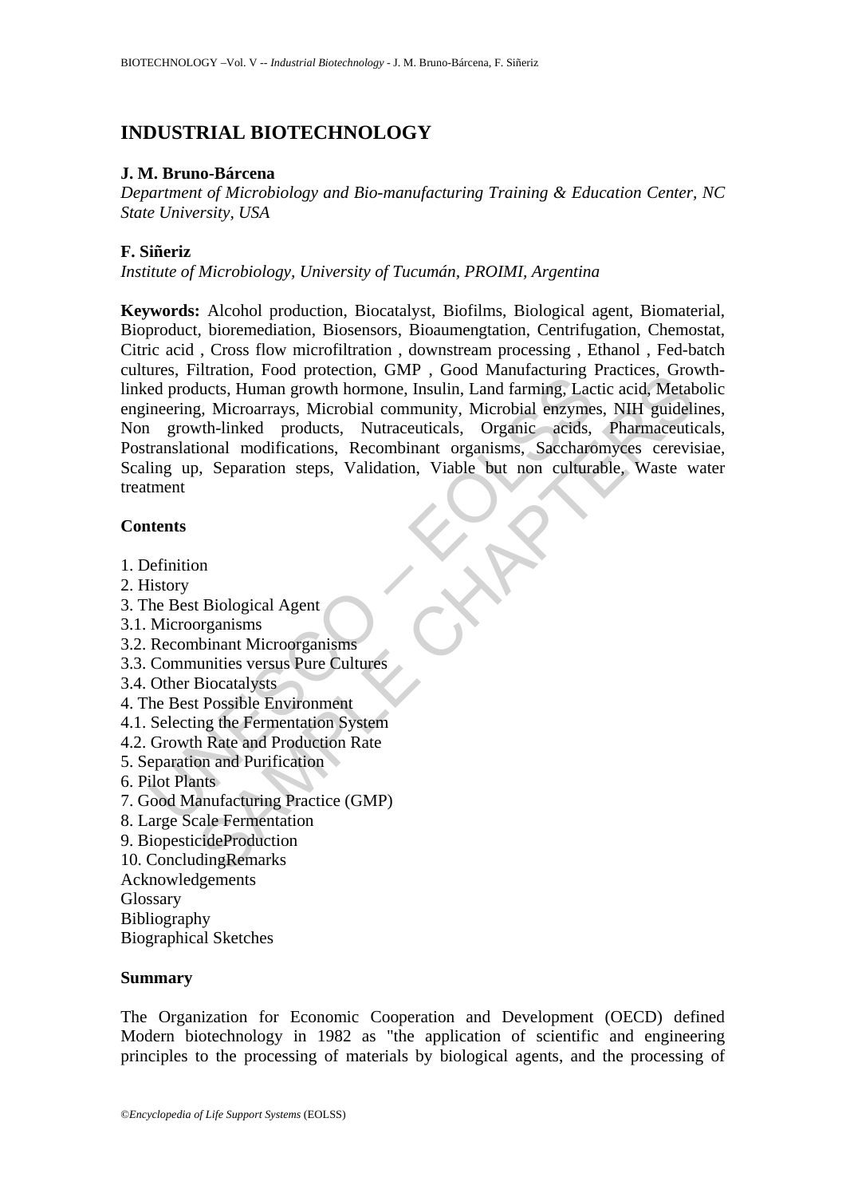# INDUSTRIAL BIOTECHNOLOGY

**J. M. Bruno-Bárcena**

*Department of Microbiology and Bio-manufacturing Training & Education Center, NC State University, USA*

**F. Siñeriz**

*Institute of Microbiology, University of Tucumán, PROIMI, Argentina*

**Keywords:** Alcohol production, Biocatalyst, Biofilms, Biological agent, Biomaterial, Bioproduct, bioremediation, Biosensors, Bioaumengtation, Centrifugation, Chemostat, Citric acid , Cross flow microfiltration , downstream processing , Ethanol , Fed-batch cultures, Filtration, Food protection, GMP , Good Manufacturing Practices, Growth-linked products, Human growth hormone, Insulin, Land farming, Lactic acid, Metabolic engineering, Microarrays, Microbial community, Microbial enzymes, NIH guidelines, Non growth-linked products, Nutraceuticals, Organic acids, Pharmaceuticals, Postranslational modifications, Recombinant organisms, Saccharomyces cerevisiae, Scaling up, Separation steps, Validation, Viable but non culturable, Waste water treatment

## Contents

1. Definition
2. History
3. The Best Biological Agent
3.1. Microorganisms
3.2. Recombinant Microorganisms
3.3. Communities versus Pure Cultures
3.4. Other Biocatalysts
4. The Best Possible Environment
4.1. Selecting the Fermentation System
4.2. Growth Rate and Production Rate
5. Separation and Purification
6. Pilot Plants
7. Good Manufacturing Practice (GMP)
8. Large Scale Fermentation
9. BiopesticideProduction
10. ConcludingRemarks

Acknowledgements
Glossary
Bibliography
Biographical Sketches

## Summary

The Organization for Economic Cooperation and Development (OECD) defined Modern biotechnology in 1982 as "the application of scientific and engineering principles to the processing of materials by biological agents, and the processing of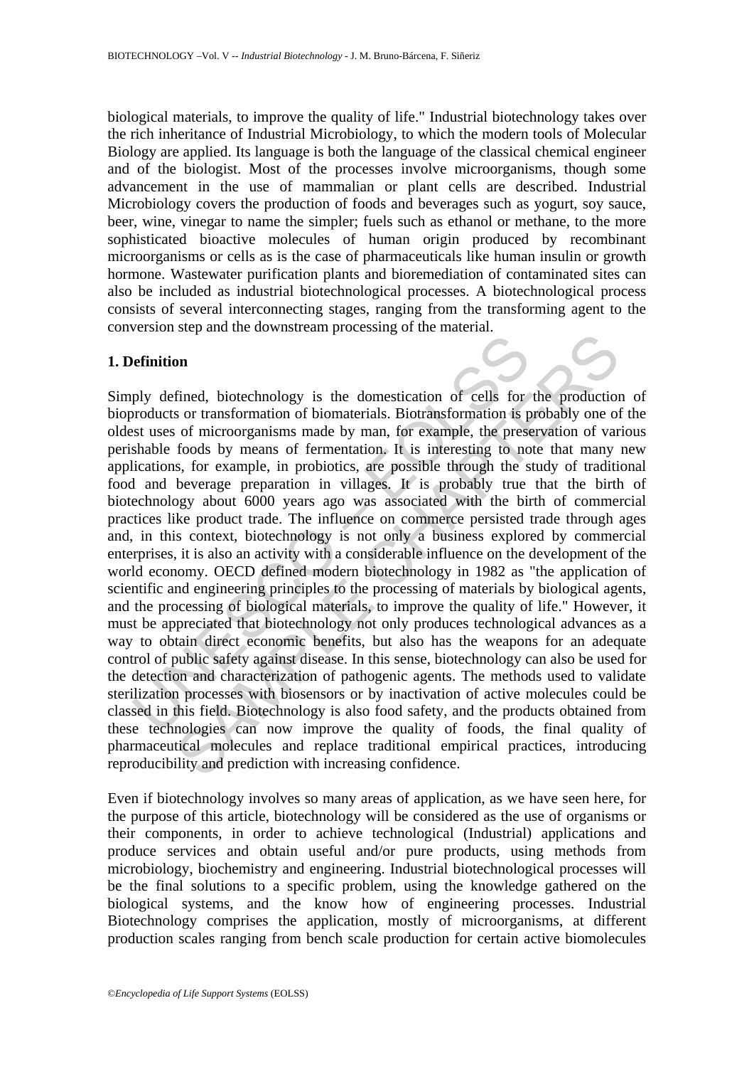biological materials, to improve the quality of life." Industrial biotechnology takes over the rich inheritance of Industrial Microbiology, to which the modern tools of Molecular Biology are applied. Its language is both the language of the classical chemical engineer and of the biologist. Most of the processes involve microorganisms, though some advancement in the use of mammalian or plant cells are described. Industrial Microbiology covers the production of foods and beverages such as yogurt, soy sauce, beer, wine, vinegar to name the simpler; fuels such as ethanol or methane, to the more sophisticated bioactive molecules of human origin produced by recombinant microorganisms or cells as is the case of pharmaceuticals like human insulin or growth hormone. Wastewater purification plants and bioremediation of contaminated sites can also be included as industrial biotechnological processes. A biotechnological process consists of several interconnecting stages, ranging from the transforming agent to the conversion step and the downstream processing of the material.

## 1. Definition

Simply defined, biotechnology is the domestication of cells for the production of bioproducts or transformation of biomaterials. Biotransformation is probably one of the oldest uses of microorganisms made by man, for example, the preservation of various perishable foods by means of fermentation. It is interesting to note that many new applications, for example, in probiotics, are possible through the study of traditional food and beverage preparation in villages. It is probably true that the birth of biotechnology about 6000 years ago was associated with the birth of commercial practices like product trade. The influence on commerce persisted trade through ages and, in this context, biotechnology is not only a business explored by commercial enterprises, it is also an activity with a considerable influence on the development of the world economy. OECD defined modern biotechnology in 1982 as "the application of scientific and engineering principles to the processing of materials by biological agents, and the processing of biological materials, to improve the quality of life." However, it must be appreciated that biotechnology not only produces technological advances as a way to obtain direct economic benefits, but also has the weapons for an adequate control of public safety against disease. In this sense, biotechnology can also be used for the detection and characterization of pathogenic agents. The methods used to validate sterilization processes with biosensors or by inactivation of active molecules could be classed in this field. Biotechnology is also food safety, and the products obtained from these technologies can now improve the quality of foods, the final quality of pharmaceutical molecules and replace traditional empirical practices, introducing reproducibility and prediction with increasing confidence.

Even if biotechnology involves so many areas of application, as we have seen here, for the purpose of this article, biotechnology will be considered as the use of organisms or their components, in order to achieve technological (Industrial) applications and produce services and obtain useful and/or pure products, using methods from microbiology, biochemistry and engineering. Industrial biotechnological processes will be the final solutions to a specific problem, using the knowledge gathered on the biological systems, and the know how of engineering processes. Industrial Biotechnology comprises the application, mostly of microorganisms, at different production scales ranging from bench scale production for certain active biomolecules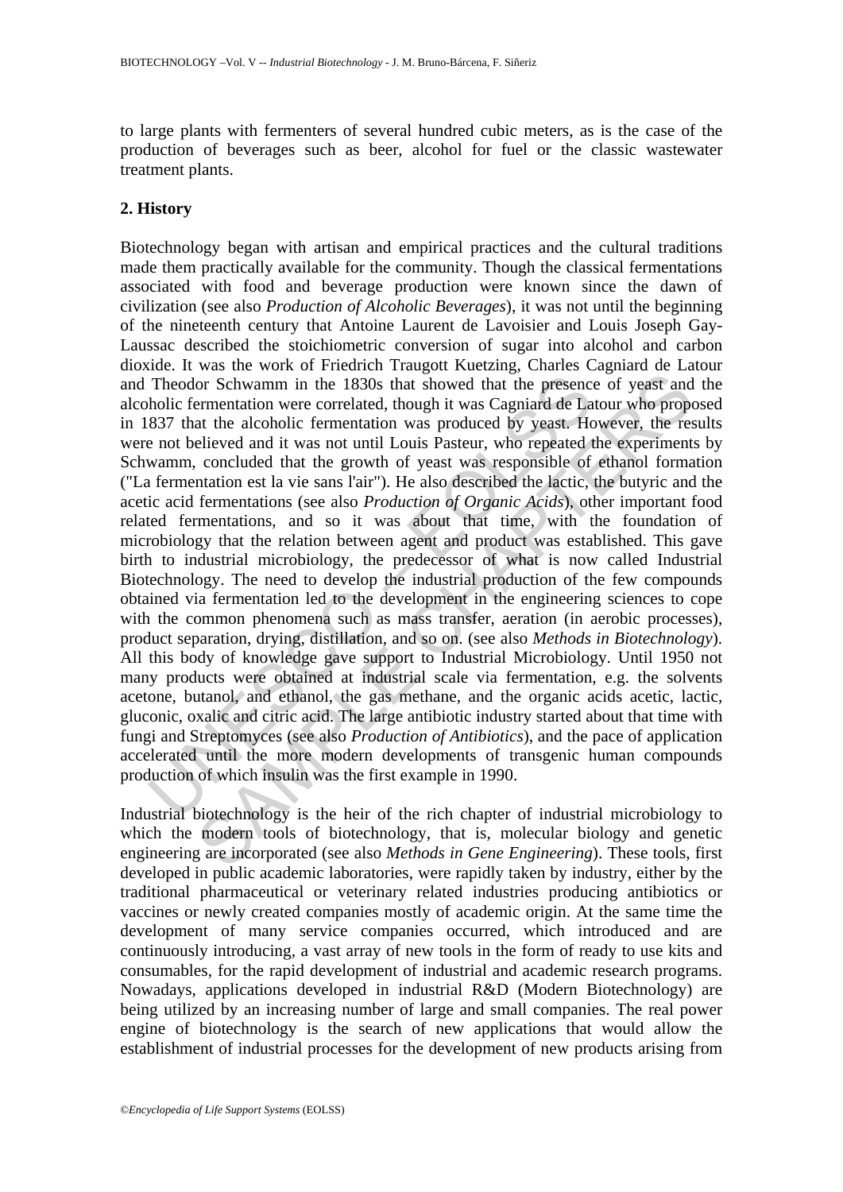to large plants with fermenters of several hundred cubic meters, as is the case of the production of beverages such as beer, alcohol for fuel or the classic wastewater treatment plants.

## 2. History

Biotechnology began with artisan and empirical practices and the cultural traditions made them practically available for the community. Though the classical fermentations associated with food and beverage production were known since the dawn of civilization (see also *Production of Alcoholic Beverages*), it was not until the beginning of the nineteenth century that Antoine Laurent de Lavoisier and Louis Joseph Gay-Laussac described the stoichiometric conversion of sugar into alcohol and carbon dioxide. It was the work of Friedrich Traugott Kuetzing, Charles Cagniard de Latour and Theodor Schwamm in the 1830s that showed that the presence of yeast and the alcoholic fermentation were correlated, though it was Cagniard de Latour who proposed in 1837 that the alcoholic fermentation was produced by yeast. However, the results were not believed and it was not until Louis Pasteur, who repeated the experiments by Schwamm, concluded that the growth of yeast was responsible of ethanol formation ("La fermentation est la vie sans l'air"). He also described the lactic, the butyric and the acetic acid fermentations (see also *Production of Organic Acids*), other important food related fermentations, and so it was about that time, with the foundation of microbiology that the relation between agent and product was established. This gave birth to industrial microbiology, the predecessor of what is now called Industrial Biotechnology. The need to develop the industrial production of the few compounds obtained via fermentation led to the development in the engineering sciences to cope with the common phenomena such as mass transfer, aeration (in aerobic processes), product separation, drying, distillation, and so on. (see also *Methods in Biotechnology*). All this body of knowledge gave support to Industrial Microbiology. Until 1950 not many products were obtained at industrial scale via fermentation, e.g. the solvents acetone, butanol, and ethanol, the gas methane, and the organic acids acetic, lactic, gluconic, oxalic and citric acid. The large antibiotic industry started about that time with fungi and Streptomyces (see also *Production of Antibiotics*), and the pace of application accelerated until the more modern developments of transgenic human compounds production of which insulin was the first example in 1990.

Industrial biotechnology is the heir of the rich chapter of industrial microbiology to which the modern tools of biotechnology, that is, molecular biology and genetic engineering are incorporated (see also *Methods in Gene Engineering*). These tools, first developed in public academic laboratories, were rapidly taken by industry, either by the traditional pharmaceutical or veterinary related industries producing antibiotics or vaccines or newly created companies mostly of academic origin. At the same time the development of many service companies occurred, which introduced and are continuously introducing, a vast array of new tools in the form of ready to use kits and consumables, for the rapid development of industrial and academic research programs. Nowadays, applications developed in industrial R&D (Modern Biotechnology) are being utilized by an increasing number of large and small companies. The real power engine of biotechnology is the search of new applications that would allow the establishment of industrial processes for the development of new products arising from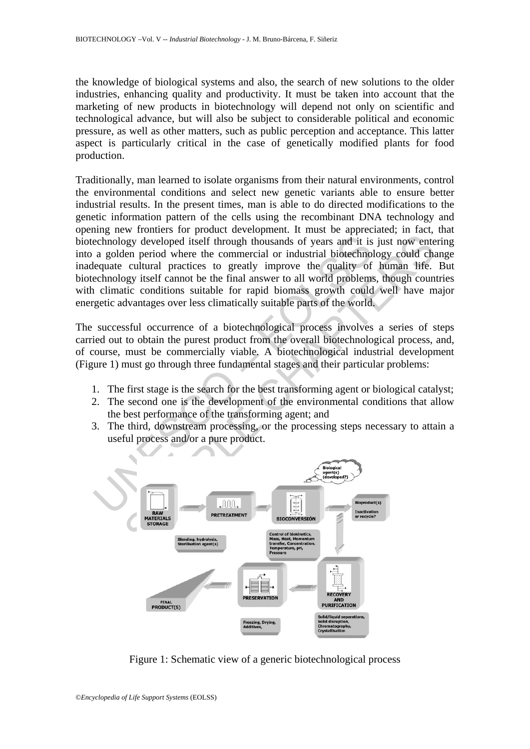the knowledge of biological systems and also, the search of new solutions to the older industries, enhancing quality and productivity. It must be taken into account that the marketing of new products in biotechnology will depend not only on scientific and technological advance, but will also be subject to considerable political and economic pressure, as well as other matters, such as public perception and acceptance. This latter aspect is particularly critical in the case of genetically modified plants for food production.

Traditionally, man learned to isolate organisms from their natural environments, control the environmental conditions and select new genetic variants able to ensure better industrial results. In the present times, man is able to do directed modifications to the genetic information pattern of the cells using the recombinant DNA technology and opening new frontiers for product development. It must be appreciated; in fact, that biotechnology developed itself through thousands of years and it is just now entering into a golden period where the commercial or industrial biotechnology could change inadequate cultural practices to greatly improve the quality of human life. But biotechnology itself cannot be the final answer to all world problems, though countries with climatic conditions suitable for rapid biomass growth could well have major energetic advantages over less climatically suitable parts of the world.

The successful occurrence of a biotechnological process involves a series of steps carried out to obtain the purest product from the overall biotechnological process, and, of course, must be commercially viable. A biotechnological industrial development (Figure 1) must go through three fundamental stages and their particular problems:

1. The first stage is the search for the best transforming agent or biological catalyst;
2. The second one is the development of the environmental conditions that allow the best performance of the transforming agent; and
3. The third, downstream processing, or the processing steps necessary to attain a useful process and/or a pure product.

Figure 1: Schematic view of a generic biotechnological process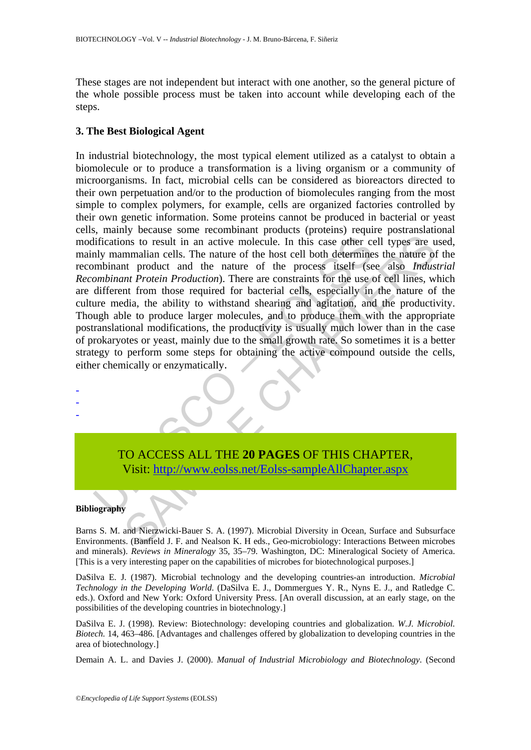These stages are not independent but interact with one another, so the general picture of the whole possible process must be taken into account while developing each of the steps.

## 3. The Best Biological Agent

In industrial biotechnology, the most typical element utilized as a catalyst to obtain a biomolecule or to produce a transformation is a living organism or a community of microorganisms. In fact, microbial cells can be considered as bioreactors directed to their own perpetuation and/or to the production of biomolecules ranging from the most simple to complex polymers, for example, cells are organized factories controlled by their own genetic information. Some proteins cannot be produced in bacterial or yeast cells, mainly because some recombinant products (proteins) require postranslational modifications to result in an active molecule. In this case other cell types are used, mainly mammalian cells. The nature of the host cell both determines the nature of the recombinant product and the nature of the process itself (see also *Industrial Recombinant Protein Production*). There are constraints for the use of cell lines, which are different from those required for bacterial cells, especially in the nature of the culture media, the ability to withstand shearing and agitation, and the productivity. Though able to produce larger molecules, and to produce them with the appropriate postranslational modifications, the productivity is usually much lower than in the case of prokaryotes or yeast, mainly due to the small growth rate. So sometimes it is a better strategy to perform some steps for obtaining the active compound outside the cells, either chemically or enzymatically.

-
-
-

TO ACCESS ALL THE **20 PAGES** OF THIS CHAPTER,
Visit: http://www.eolss.net/Eolss-sampleAllChapter.aspx

**Bibliography**

Barns S. M. and Nierzwicki-Bauer S. A. (1997). Microbial Diversity in Ocean, Surface and Subsurface Environments. (Banfield J. F. and Nealson K. H eds., Geo-microbiology: Interactions Between microbes and minerals). *Reviews in Mineralogy* 35, 35–79. Washington, DC: Mineralogical Society of America. [This is a very interesting paper on the capabilities of microbes for biotechnological purposes.]

DaSilva E. J. (1987). Microbial technology and the developing countries-an introduction. *Microbial Technology in the Developing World.* (DaSilva E. J., Dommergues Y. R., Nyns E. J., and Ratledge C. eds.). Oxford and New York: Oxford University Press. [An overall discussion, at an early stage, on the possibilities of the developing countries in biotechnology.]

DaSilva E. J. (1998). Review: Biotechnology: developing countries and globalization. *W.J. Microbiol. Biotech.* 14, 463–486. [Advantages and challenges offered by globalization to developing countries in the area of biotechnology.]

Demain A. L. and Davies J. (2000). *Manual of Industrial Microbiology and Biotechnology.* (Second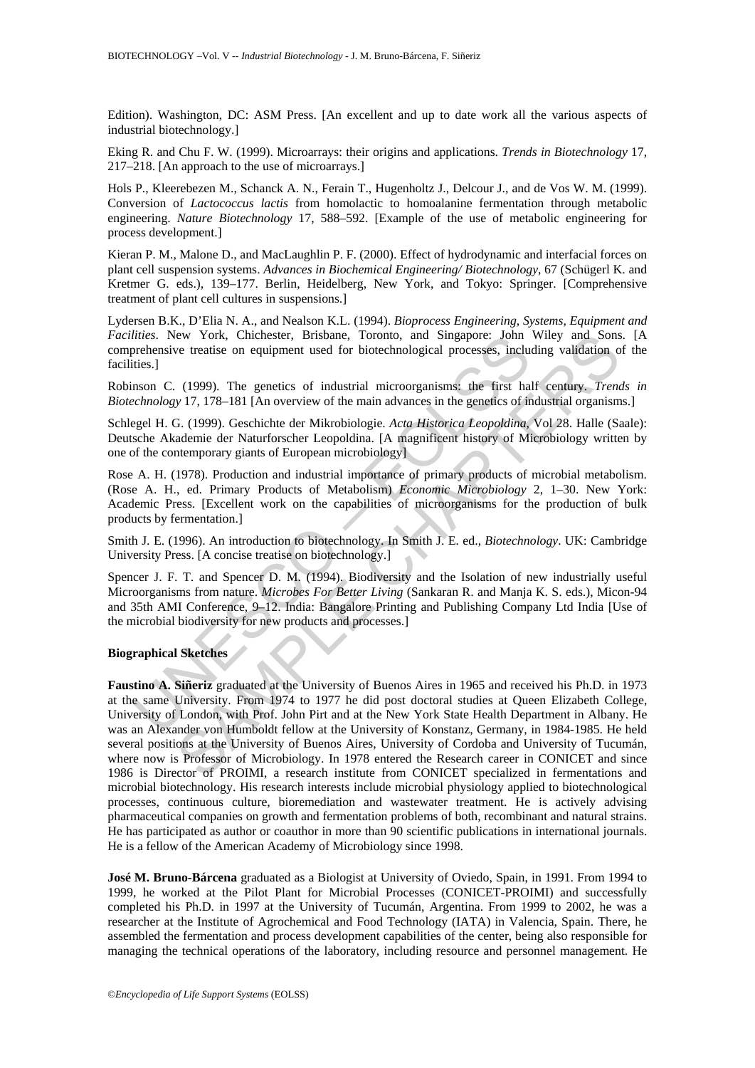Edition). Washington, DC: ASM Press. [An excellent and up to date work all the various aspects of industrial biotechnology.]

Eking R. and Chu F. W. (1999). Microarrays: their origins and applications. *Trends in Biotechnology* 17, 217–218. [An approach to the use of microarrays.]

Hols P., Kleerebezen M., Schanck A. N., Ferain T., Hugenholtz J., Delcour J., and de Vos W. M. (1999). Conversion of *Lactococcus lactis* from homolactic to homoalanine fermentation through metabolic engineering. *Nature Biotechnology* 17, 588–592. [Example of the use of metabolic engineering for process development.]

Kieran P. M., Malone D., and MacLaughlin P. F. (2000). Effect of hydrodynamic and interfacial forces on plant cell suspension systems. *Advances in Biochemical Engineering/ Biotechnology*, 67 (Schügerl K. and Kretmer G. eds.), 139–177. Berlin, Heidelberg, New York, and Tokyo: Springer. [Comprehensive treatment of plant cell cultures in suspensions.]

Lydersen B.K., D'Elia N. A., and Nealson K.L. (1994). *Bioprocess Engineering, Systems, Equipment and Facilities*. New York, Chichester, Brisbane, Toronto, and Singapore: John Wiley and Sons. [A comprehensive treatise on equipment used for biotechnological processes, including validation of the facilities.]

Robinson C. (1999). The genetics of industrial microorganisms: the first half century. *Trends in Biotechnology* 17, 178–181 [An overview of the main advances in the genetics of industrial organisms.]

Schlegel H. G. (1999). Geschichte der Mikrobiologie. *Acta Historica Leopoldina*, Vol 28. Halle (Saale): Deutsche Akademie der Naturforscher Leopoldina. [A magnificent history of Microbiology written by one of the contemporary giants of European microbiology]

Rose A. H. (1978). Production and industrial importance of primary products of microbial metabolism. (Rose A. H., ed. Primary Products of Metabolism) *Economic Microbiology* 2, 1–30. New York: Academic Press. [Excellent work on the capabilities of microorganisms for the production of bulk products by fermentation.]

Smith J. E. (1996). An introduction to biotechnology. In Smith J. E. ed., *Biotechnology*. UK: Cambridge University Press. [A concise treatise on biotechnology.]

Spencer J. F. T. and Spencer D. M. (1994). Biodiversity and the Isolation of new industrially useful Microorganisms from nature. *Microbes For Better Living* (Sankaran R. and Manja K. S. eds.), Micon-94 and 35th AMI Conference, 9–12. India: Bangalore Printing and Publishing Company Ltd India [Use of the microbial biodiversity for new products and processes.]

**Biographical Sketches**

**Faustino A. Siñeriz** graduated at the University of Buenos Aires in 1965 and received his Ph.D. in 1973 at the same University. From 1974 to 1977 he did post doctoral studies at Queen Elizabeth College, University of London, with Prof. John Pirt and at the New York State Health Department in Albany. He was an Alexander von Humboldt fellow at the University of Konstanz, Germany, in 1984-1985. He held several positions at the University of Buenos Aires, University of Cordoba and University of Tucumán, where now is Professor of Microbiology. In 1978 entered the Research career in CONICET and since 1986 is Director of PROIMI, a research institute from CONICET specialized in fermentations and microbial biotechnology. His research interests include microbial physiology applied to biotechnological processes, continuous culture, bioremediation and wastewater treatment. He is actively advising pharmaceutical companies on growth and fermentation problems of both, recombinant and natural strains. He has participated as author or coauthor in more than 90 scientific publications in international journals. He is a fellow of the American Academy of Microbiology since 1998.

**José M. Bruno-Bárcena** graduated as a Biologist at University of Oviedo, Spain, in 1991. From 1994 to 1999, he worked at the Pilot Plant for Microbial Processes (CONICET-PROIMI) and successfully completed his Ph.D. in 1997 at the University of Tucumán, Argentina. From 1999 to 2002, he was a researcher at the Institute of Agrochemical and Food Technology (IATA) in Valencia, Spain. There, he assembled the fermentation and process development capabilities of the center, being also responsible for managing the technical operations of the laboratory, including resource and personnel management. He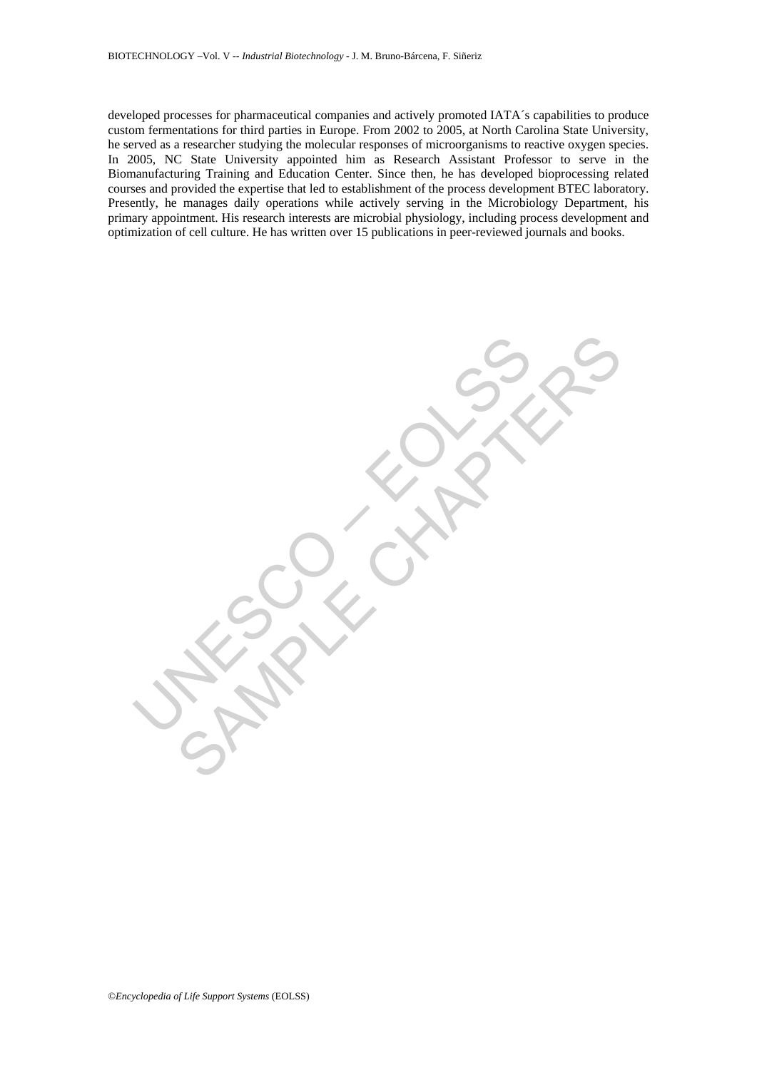developed processes for pharmaceutical companies and actively promoted IATA´s capabilities to produce custom fermentations for third parties in Europe. From 2002 to 2005, at North Carolina State University, he served as a researcher studying the molecular responses of microorganisms to reactive oxygen species. In 2005, NC State University appointed him as Research Assistant Professor to serve in the Biomanufacturing Training and Education Center. Since then, he has developed bioprocessing related courses and provided the expertise that led to establishment of the process development BTEC laboratory. Presently, he manages daily operations while actively serving in the Microbiology Department, his primary appointment. His research interests are microbial physiology, including process development and optimization of cell culture. He has written over 15 publications in peer-reviewed journals and books.